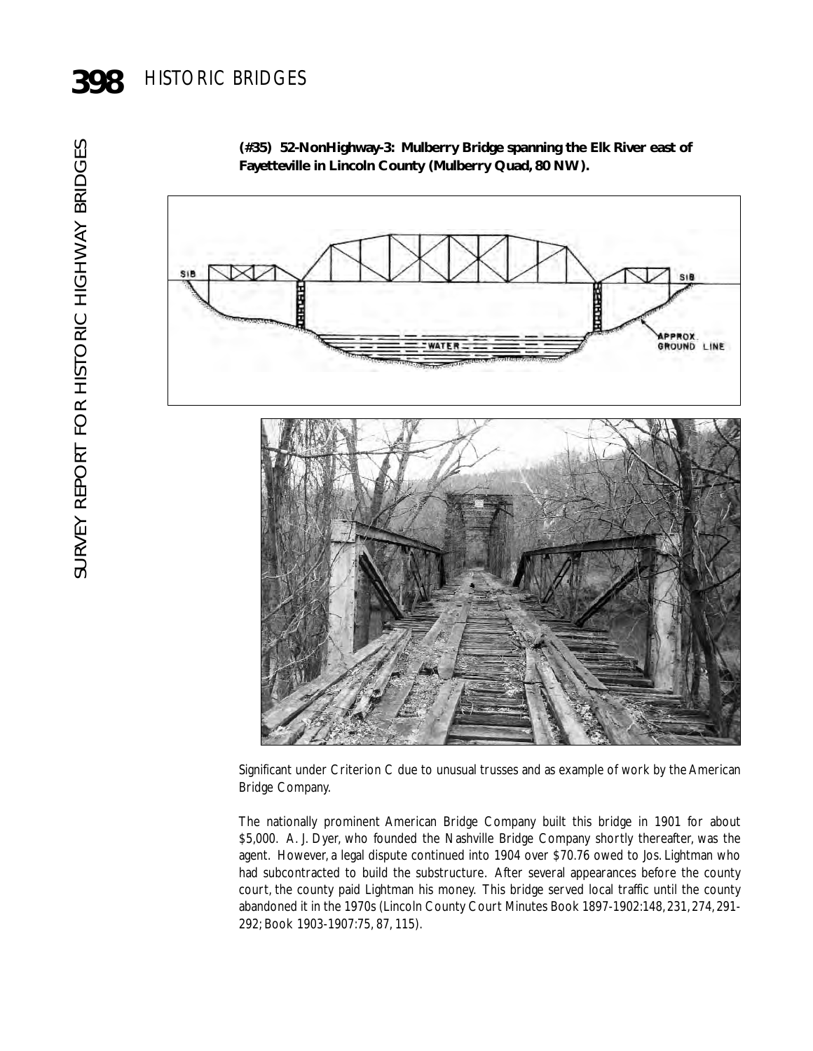**(#35) 52-NonHighway-3: Mulberry Bridge spanning the Elk River east of Fayetteville in Lincoln County (Mulberry Quad, 80 NW).**

Significant under Criterion C due to unusual trusses and as example of work by the American Bridge Company.

The nationally prominent American Bridge Company built this bridge in 1901 for about $5,000. A. J. Dyer, who founded the Nashville Bridge Company shortly thereafter, was the agent. However, a legal dispute continued into 1904 over $70.76 owed to Jos. Lightman who had subcontracted to build the substructure. After several appearances before the county court, the county paid Lightman his money. This bridge served local traffic until the county abandoned it in the 1970s (Lincoln County Court Minutes Book 1897-1902:148, 231, 274, 291-292; Book 1903-1907:75, 87, 115).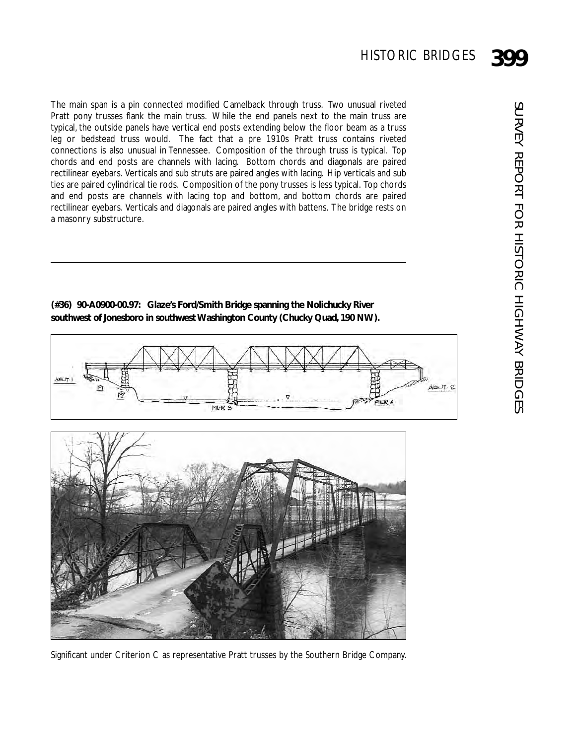The main span is a pin connected modified Camelback through truss. Two unusual riveted Pratt pony trusses flank the main truss. While the end panels next to the main truss are typical, the outside panels have vertical end posts extending below the floor beam as a truss leg or bedstead truss would. The fact that a pre 1910s Pratt truss contains riveted connections is also unusual in Tennessee. Composition of the through truss is typical. Top chords and end posts are channels with lacing. Bottom chords and diagonals are paired rectilinear eyebars. Verticals and sub struts are paired angles with lacing. Hip verticals and sub ties are paired cylindrical tie rods. Composition of the pony trusses is less typical. Top chords and end posts are channels with lacing top and bottom, and bottom chords are paired rectilinear eyebars. Verticals and diagonals are paired angles with battens. The bridge rests on a masonry substructure.

---

**(#36) 90-A0900-00.97: Glaze's Ford/Smith Bridge spanning the Nolichucky River southwest of Jonesboro in southwest Washington County (Chucky Quad, 190 NW).**

Significant under Criterion C as representative Pratt trusses by the Southern Bridge Company.